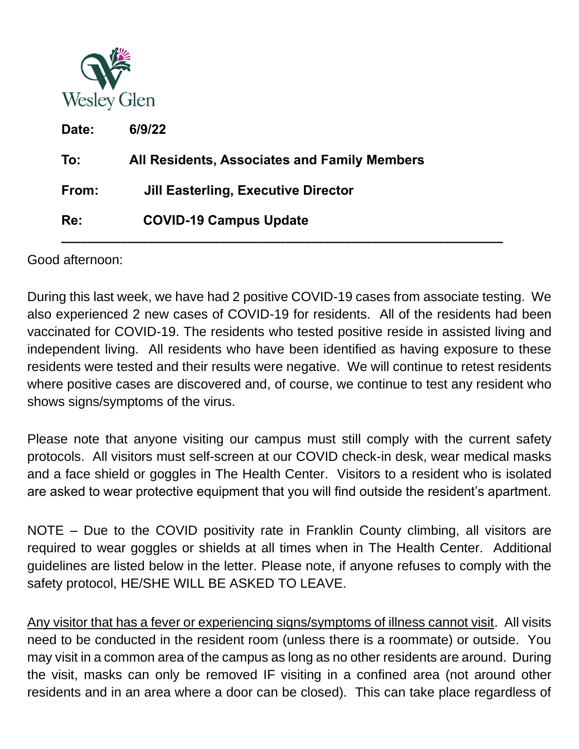Wesley Glen

**Date:** **6/9/22**

**To:** **All Residents, Associates and Family Members**

**From:** **Jill Easterling, Executive Director**

**Re:** **COVID-19 Campus Update**

---

Good afternoon:

During this last week, we have had 2 positive COVID-19 cases from associate testing. We also experienced 2 new cases of COVID-19 for residents. All of the residents had been vaccinated for COVID-19. The residents who tested positive reside in assisted living and independent living. All residents who have been identified as having exposure to these residents were tested and their results were negative. We will continue to retest residents where positive cases are discovered and, of course, we continue to test any resident who shows signs/symptoms of the virus.

Please note that anyone visiting our campus must still comply with the current safety protocols. All visitors must self-screen at our COVID check-in desk, wear medical masks and a face shield or goggles in The Health Center. Visitors to a resident who is isolated are asked to wear protective equipment that you will find outside the resident's apartment.

NOTE – Due to the COVID positivity rate in Franklin County climbing, all visitors are required to wear goggles or shields at all times when in The Health Center. Additional guidelines are listed below in the letter. Please note, if anyone refuses to comply with the safety protocol, HE/SHE WILL BE ASKED TO LEAVE.

<u>Any visitor that has a fever or experiencing signs/symptoms of illness cannot visit</u>. All visits need to be conducted in the resident room (unless there is a roommate) or outside. You may visit in a common area of the campus as long as no other residents are around. During the visit, masks can only be removed IF visiting in a confined area (not around other residents and in an area where a door can be closed). This can take place regardless of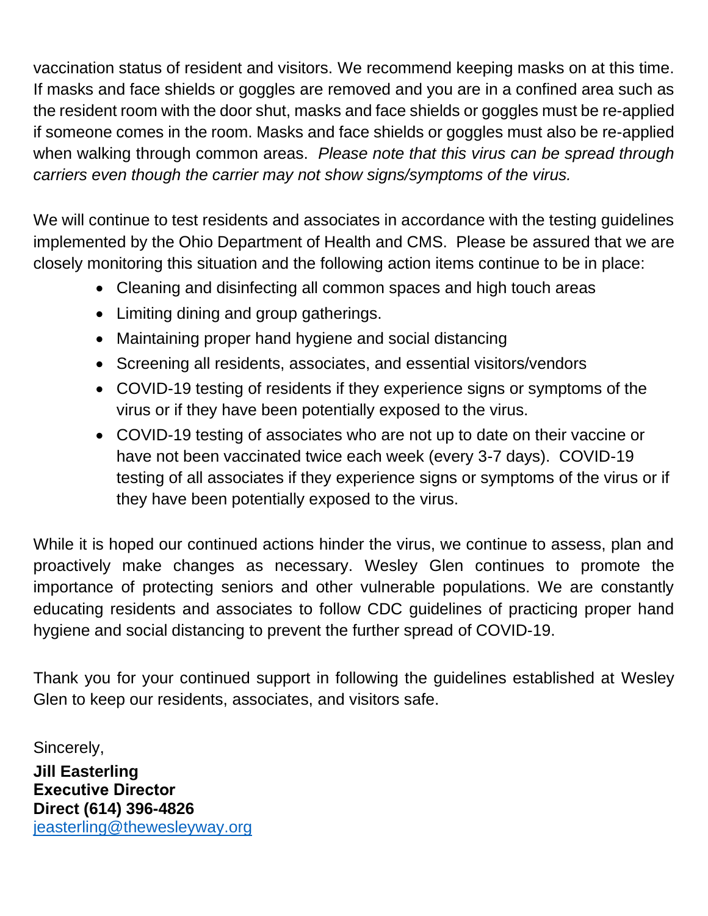vaccination status of resident and visitors. We recommend keeping masks on at this time. If masks and face shields or goggles are removed and you are in a confined area such as the resident room with the door shut, masks and face shields or goggles must be re-applied if someone comes in the room. Masks and face shields or goggles must also be re-applied when walking through common areas. *Please note that this virus can be spread through carriers even though the carrier may not show signs/symptoms of the virus.*

We will continue to test residents and associates in accordance with the testing guidelines implemented by the Ohio Department of Health and CMS. Please be assured that we are closely monitoring this situation and the following action items continue to be in place:

- Cleaning and disinfecting all common spaces and high touch areas
- Limiting dining and group gatherings.
- Maintaining proper hand hygiene and social distancing
- Screening all residents, associates, and essential visitors/vendors
- COVID-19 testing of residents if they experience signs or symptoms of the virus or if they have been potentially exposed to the virus.
- COVID-19 testing of associates who are not up to date on their vaccine or have not been vaccinated twice each week (every 3-7 days). COVID-19 testing of all associates if they experience signs or symptoms of the virus or if they have been potentially exposed to the virus.

While it is hoped our continued actions hinder the virus, we continue to assess, plan and proactively make changes as necessary. Wesley Glen continues to promote the importance of protecting seniors and other vulnerable populations. We are constantly educating residents and associates to follow CDC guidelines of practicing proper hand hygiene and social distancing to prevent the further spread of COVID-19.

Thank you for your continued support in following the guidelines established at Wesley Glen to keep our residents, associates, and visitors safe.

Sincerely,

**Jill Easterling**
**Executive Director**
**Direct (614) 396-4826**
[jeasterling@thewesleyway.org](mailto:jeasterling@thewesleyway.org)